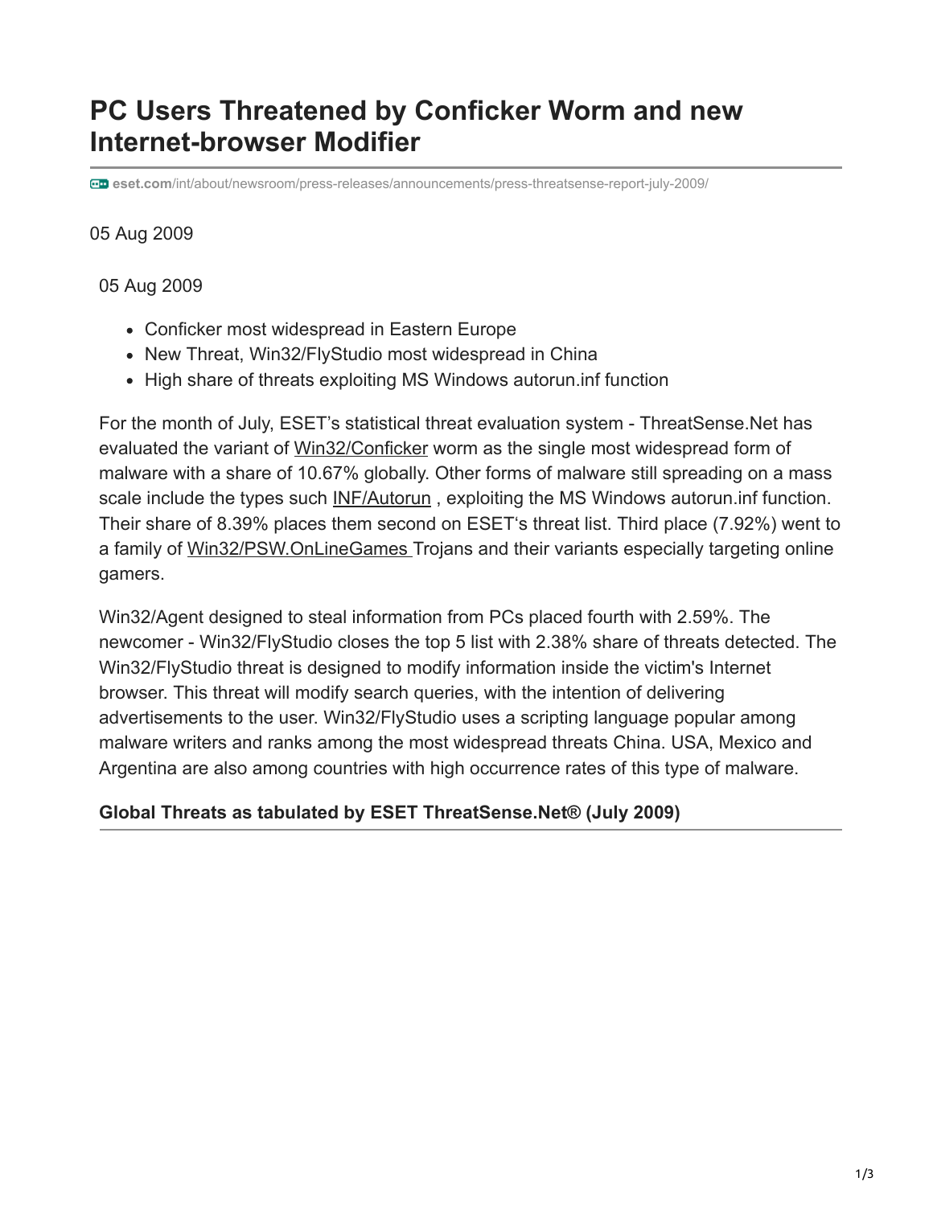# PC Users Threatened by Conficker Worm and new Internet-browser Modifier

eset.com/int/about/newsroom/press-releases/announcements/press-threatsense-report-july-2009/

05 Aug 2009

05 Aug 2009

- Conficker most widespread in Eastern Europe
- New Threat, Win32/FlyStudio most widespread in China
- High share of threats exploiting MS Windows autorun.inf function

For the month of July, ESET's statistical threat evaluation system - ThreatSense.Net has evaluated the variant of Win32/Conficker worm as the single most widespread form of malware with a share of 10.67% globally. Other forms of malware still spreading on a mass scale include the types such INF/Autorun , exploiting the MS Windows autorun.inf function. Their share of 8.39% places them second on ESET's threat list. Third place (7.92%) went to a family of Win32/PSW.OnLineGames Trojans and their variants especially targeting online gamers.

Win32/Agent designed to steal information from PCs placed fourth with 2.59%. The newcomer - Win32/FlyStudio closes the top 5 list with 2.38% share of threats detected. The Win32/FlyStudio threat is designed to modify information inside the victim's Internet browser. This threat will modify search queries, with the intention of delivering advertisements to the user. Win32/FlyStudio uses a scripting language popular among malware writers and ranks among the most widespread threats China. USA, Mexico and Argentina are also among countries with high occurrence rates of this type of malware.

**Global Threats as tabulated by ESET ThreatSense.Net® (July 2009)**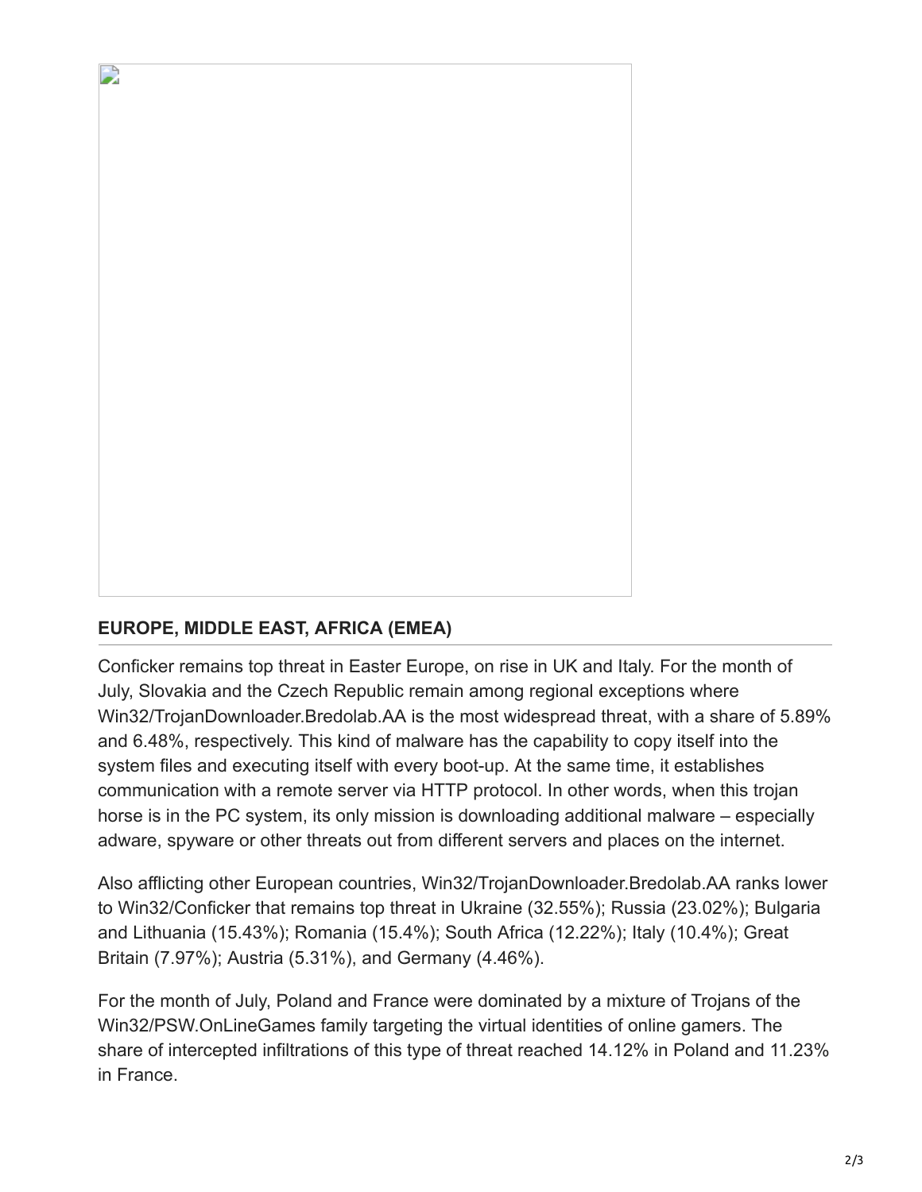## EUROPE, MIDDLE EAST, AFRICA (EMEA)

Conficker remains top threat in Easter Europe, on rise in UK and Italy. For the month of July, Slovakia and the Czech Republic remain among regional exceptions where Win32/TrojanDownloader.Bredolab.AA is the most widespread threat, with a share of 5.89% and 6.48%, respectively. This kind of malware has the capability to copy itself into the system files and executing itself with every boot-up. At the same time, it establishes communication with a remote server via HTTP protocol. In other words, when this trojan horse is in the PC system, its only mission is downloading additional malware – especially adware, spyware or other threats out from different servers and places on the internet.

Also afflicting other European countries, Win32/TrojanDownloader.Bredolab.AA ranks lower to Win32/Conficker that remains top threat in Ukraine (32.55%); Russia (23.02%); Bulgaria and Lithuania (15.43%); Romania (15.4%); South Africa (12.22%); Italy (10.4%); Great Britain (7.97%); Austria (5.31%), and Germany (4.46%).

For the month of July, Poland and France were dominated by a mixture of Trojans of the Win32/PSW.OnLineGames family targeting the virtual identities of online gamers. The share of intercepted infiltrations of this type of threat reached 14.12% in Poland and 11.23% in France.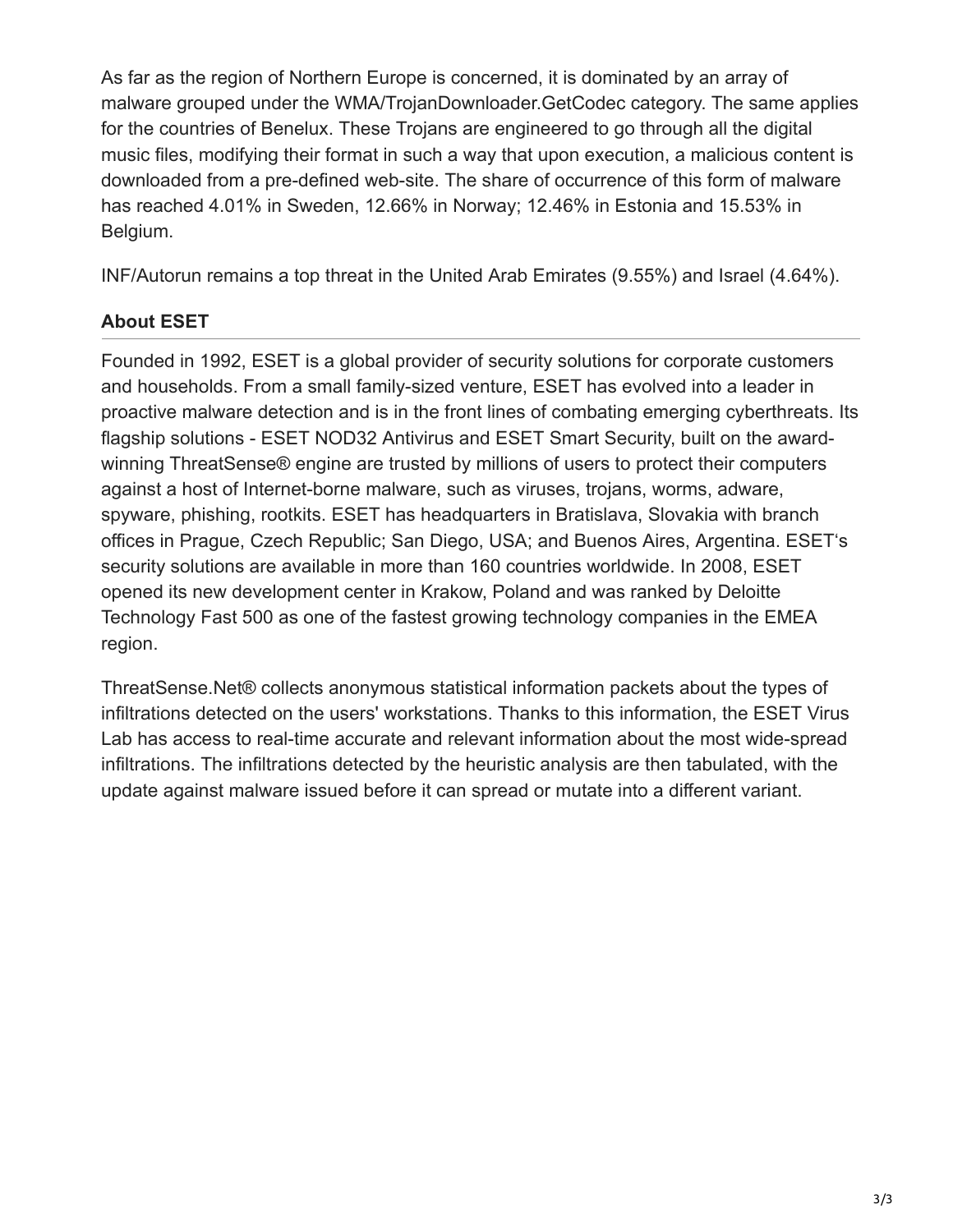As far as the region of Northern Europe is concerned, it is dominated by an array of malware grouped under the WMA/TrojanDownloader.GetCodec category. The same applies for the countries of Benelux. These Trojans are engineered to go through all the digital music files, modifying their format in such a way that upon execution, a malicious content is downloaded from a pre-defined web-site. The share of occurrence of this form of malware has reached 4.01% in Sweden, 12.66% in Norway; 12.46% in Estonia and 15.53% in Belgium.

INF/Autorun remains a top threat in the United Arab Emirates (9.55%) and Israel (4.64%).

## About ESET

Founded in 1992, ESET is a global provider of security solutions for corporate customers and households. From a small family-sized venture, ESET has evolved into a leader in proactive malware detection and is in the front lines of combating emerging cyberthreats. Its flagship solutions - ESET NOD32 Antivirus and ESET Smart Security, built on the award-winning ThreatSense® engine are trusted by millions of users to protect their computers against a host of Internet-borne malware, such as viruses, trojans, worms, adware, spyware, phishing, rootkits. ESET has headquarters in Bratislava, Slovakia with branch offices in Prague, Czech Republic; San Diego, USA; and Buenos Aires, Argentina. ESET's security solutions are available in more than 160 countries worldwide. In 2008, ESET opened its new development center in Krakow, Poland and was ranked by Deloitte Technology Fast 500 as one of the fastest growing technology companies in the EMEA region.

ThreatSense.Net® collects anonymous statistical information packets about the types of infiltrations detected on the users' workstations. Thanks to this information, the ESET Virus Lab has access to real-time accurate and relevant information about the most wide-spread infiltrations. The infiltrations detected by the heuristic analysis are then tabulated, with the update against malware issued before it can spread or mutate into a different variant.